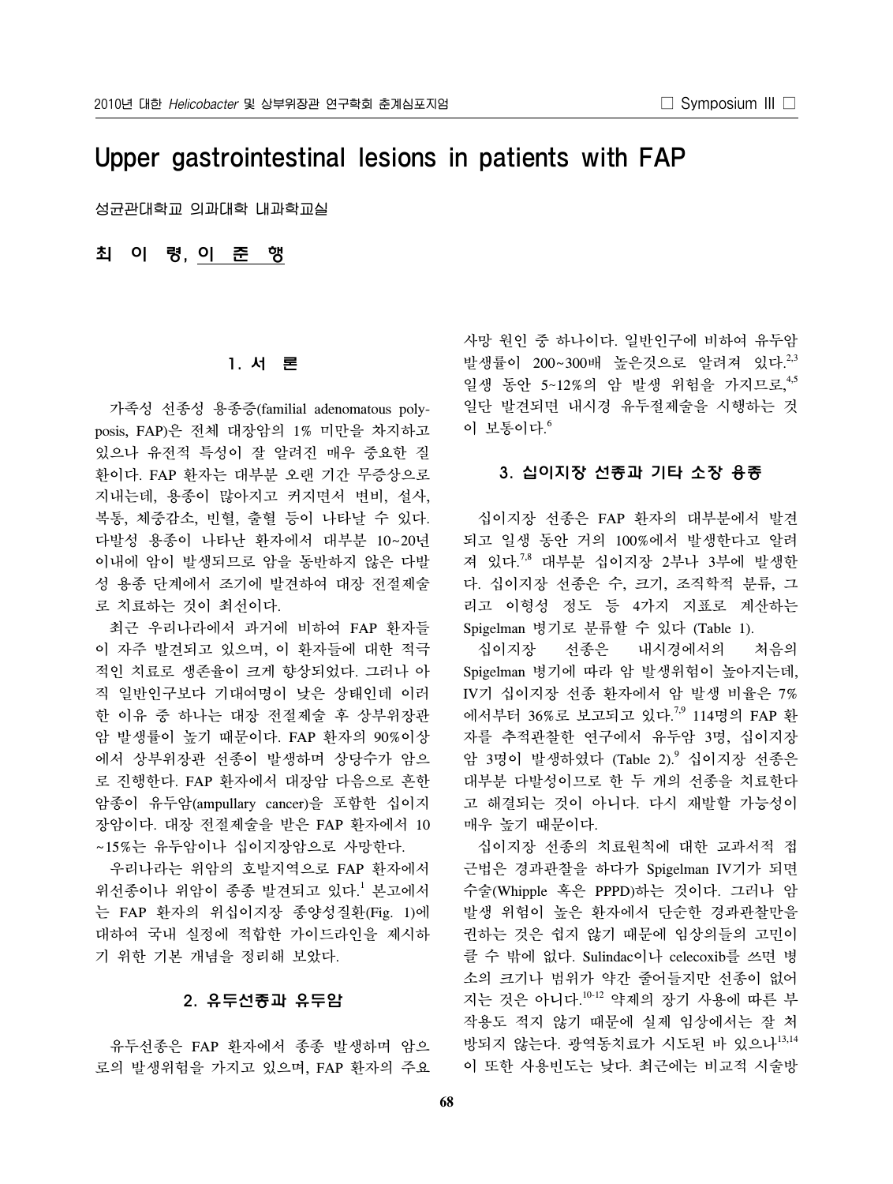# Upper gastrointestinal lesions in patients with FAP

성균관대학교 의과대학 내과학교실

**최 이 령, 이 준 행**

## 1. 서 론

가족성 선종성 용종증(familial adenomatous polyposis, FAP)은 전체 대장암의 1% 미만을 차지하고 있으나 유전적 특성이 잘 알려진 매우 중요한 질환이다. FAP 환자는 대부분 오랜 기간 무증상으로 지내는데, 용종이 많아지고 커지면서 변비, 설사, 복통, 체중감소, 빈혈, 출혈 등이 나타날 수 있다. 다발성 용종이 나타난 환자에서 대부분 10~20년 이내에 암이 발생되므로 암을 동반하지 않은 다발성 용종 단계에서 조기에 발견하여 대장 전절제술로 치료하는 것이 최선이다.

최근 우리나라에서 과거에 비하여 FAP 환자들이 자주 발견되고 있으며, 이 환자들에 대한 적극적인 치료로 생존율이 크게 향상되었다. 그러나 아직 일반인구보다 기대여명이 낮은 상태인데 이러한 이유 중 하나는 대장 전절제술 후 상부위장관 암 발생률이 높기 때문이다. FAP 환자의 90%이상에서 상부위장관 선종이 발생하며 상당수가 암으로 진행한다. FAP 환자에서 대장암 다음으로 흔한 암종이 유두암(ampullary cancer)을 포함한 십이지장암이다. 대장 전절제술을 받은 FAP 환자에서 10~15%는 유두암이나 십이지장암으로 사망한다.

우리나라는 위암의 호발지역으로 FAP 환자에서 위선종이나 위암이 종종 발견되고 있다.[1] 본고에서는 FAP 환자의 위십이지장 종양성질환(Fig. 1)에 대하여 국내 실정에 적합한 가이드라인을 제시하기 위한 기본 개념을 정리해 보았다.

## 2. 유두선종과 유두암

유두선종은 FAP 환자에서 종종 발생하며 암으로의 발생위험을 가지고 있으며, FAP 환자의 주요 사망 원인 중 하나이다. 일반인구에 비하여 유두암 발생률이 200~300배 높은것으로 알려져 있다.[2,3] 일생 동안 5~12%의 암 발생 위험을 가지므로,[4,5] 일단 발견되면 내시경 유두절제술을 시행하는 것이 보통이다.[6]

## 3. 십이지장 선종과 기타 소장 용종

십이지장 선종은 FAP 환자의 대부분에서 발견되고 일생 동안 거의 100%에서 발생한다고 알려져 있다.[7,8] 대부분 십이지장 2부나 3부에 발생한다. 십이지장 선종은 수, 크기, 조직학적 분류, 그리고 이형성 정도 등 4가지 지표로 계산하는 Spigelman 병기로 분류할 수 있다 (Table 1).

십이지장 선종은 내시경에서의 처음의 Spigelman 병기에 따라 암 발생위험이 높아지는데, IV기 십이지장 선종 환자에서 암 발생 비율은 7%에서부터 36%로 보고되고 있다.[7,9] 114명의 FAP 환자를 추적관찰한 연구에서 유두암 3명, 십이지장암 3명이 발생하였다 (Table 2).[9] 십이지장 선종은 대부분 다발성이므로 한 두 개의 선종을 치료한다고 해결되는 것이 아니다. 다시 재발할 가능성이 매우 높기 때문이다.

십이지장 선종의 치료원칙에 대한 교과서적 접근법은 경과관찰을 하다가 Spigelman IV기가 되면 수술(Whipple 혹은 PPPD)하는 것이다. 그러나 암 발생 위험이 높은 환자에서 단순한 경과관찰만을 권하는 것은 쉽지 않기 때문에 임상의들의 고민이 클 수 밖에 없다. Sulindac이나 celecoxib를 쓰면 병소의 크기나 범위가 약간 줄어들지만 선종이 없어지는 것은 아니다.[10-12] 약제의 장기 사용에 따른 부작용도 적지 않기 때문에 실제 임상에서는 잘 처방되지 않는다. 광역동치료가 시도된 바 있으나[13,14] 이 또한 사용빈도는 낮다. 최근에는 비교적 시술방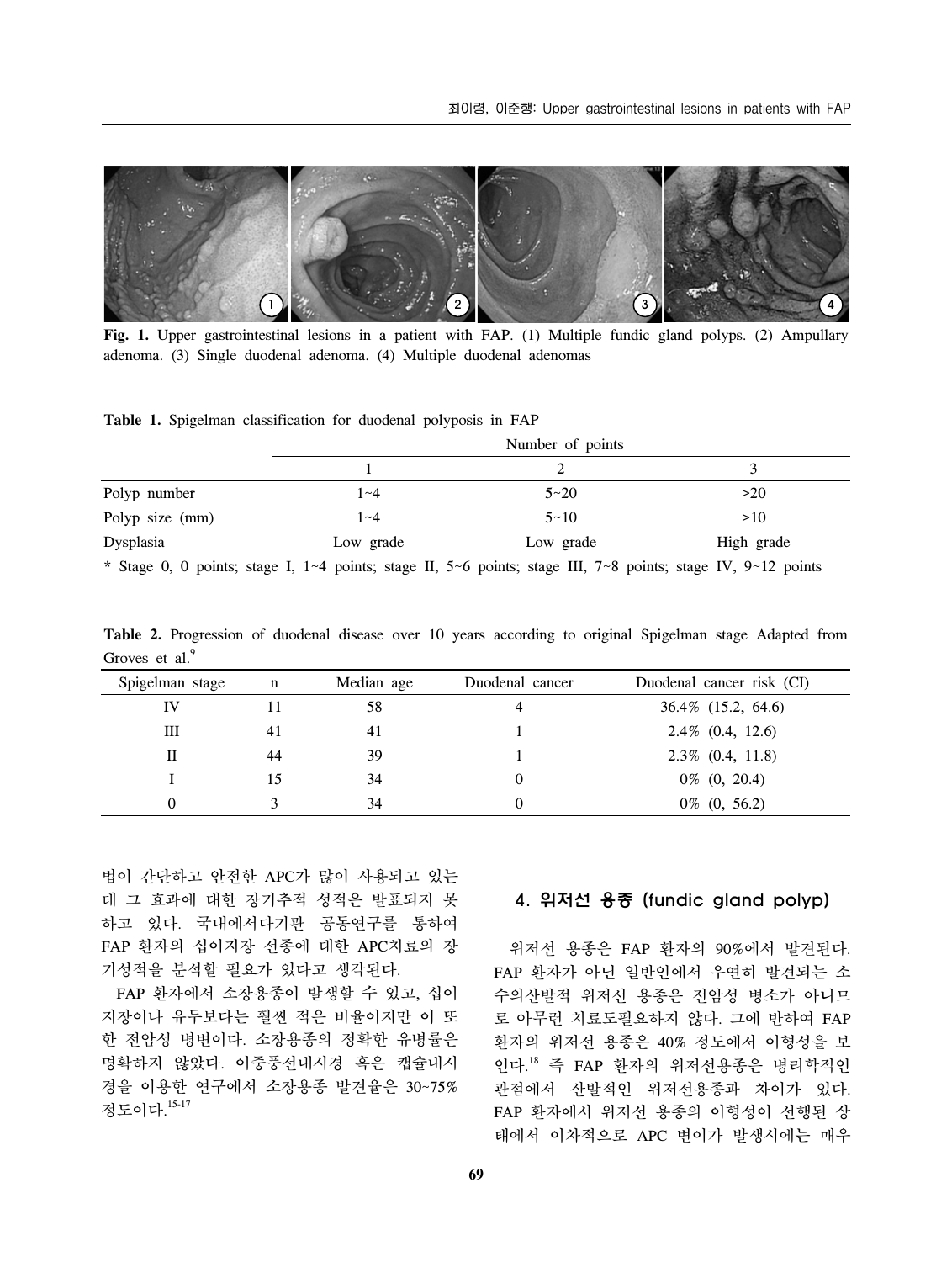Fig. 1. Upper gastrointestinal lesions in a patient with FAP. (1) Multiple fundic gland polyps. (2) Ampullary adenoma. (3) Single duodenal adenoma. (4) Multiple duodenal adenomas

**Table 1.** Spigelman classification for duodenal polyposis in FAP

| | Number of points | | |
|---|---|---|---|
| | 1 | 2 | 3 |
| Polyp number | 1~4 | 5~20 | >20 |
| Polyp size (mm) | 1~4 | 5~10 | >10 |
| Dysplasia | Low grade | Low grade | High grade |

* Stage 0, 0 points; stage I, 1~4 points; stage II, 5~6 points; stage III, 7~8 points; stage IV, 9~12 points

**Table 2.** Progression of duodenal disease over 10 years according to original Spigelman stage Adapted from Groves et al.[9]

| Spigelman stage | n | Median age | Duodenal cancer | Duodenal cancer risk (CI) |
|---|---|---|---|---|
| IV | 11 | 58 | 4 | 36.4% (15.2, 64.6) |
| III | 41 | 41 | 1 | 2.4% (0.4, 12.6) |
| II | 44 | 39 | 1 | 2.3% (0.4, 11.8) |
| I | 15 | 34 | 0 | 0% (0, 20.4) |
| 0 | 3 | 34 | 0 | 0% (0, 56.2) |

법이 간단하고 안전한 APC가 많이 사용되고 있는데 그 효과에 대한 장기추적 성적은 발표되지 못하고 있다. 국내에서다기관 공동연구를 통하여 FAP 환자의 십이지장 선종에 대한 APC치료의 장기성적을 분석할 필요가 있다고 생각된다.

FAP 환자에서 소장용종이 발생할 수 있고, 십이지장이나 유두보다는 훨씬 적은 비율이지만 이 또한 전암성 병변이다. 소장용종의 정확한 유병률은 명확하지 않았다. 이중풍선내시경 혹은 캡슐내시경을 이용한 연구에서 소장용종 발견율은 30~75% 정도이다.[15-17]

## 4. 위저선 용종 (fundic gland polyp)

위저선 용종은 FAP 환자의 90%에서 발견된다. FAP 환자가 아닌 일반인에서 우연히 발견되는 소수의산발적 위저선 용종은 전암성 병소가 아니므로 아무런 치료도필요하지 않다. 그에 반하여 FAP 환자의 위저선 용종은 40% 정도에서 이형성을 보인다.[18] 즉 FAP 환자의 위저선용종은 병리학적인 관점에서 산발적인 위저선용종과 차이가 있다. FAP 환자에서 위저선 용종의 이형성이 선행된 상태에서 이차적으로 APC 변이가 발생시에는 매우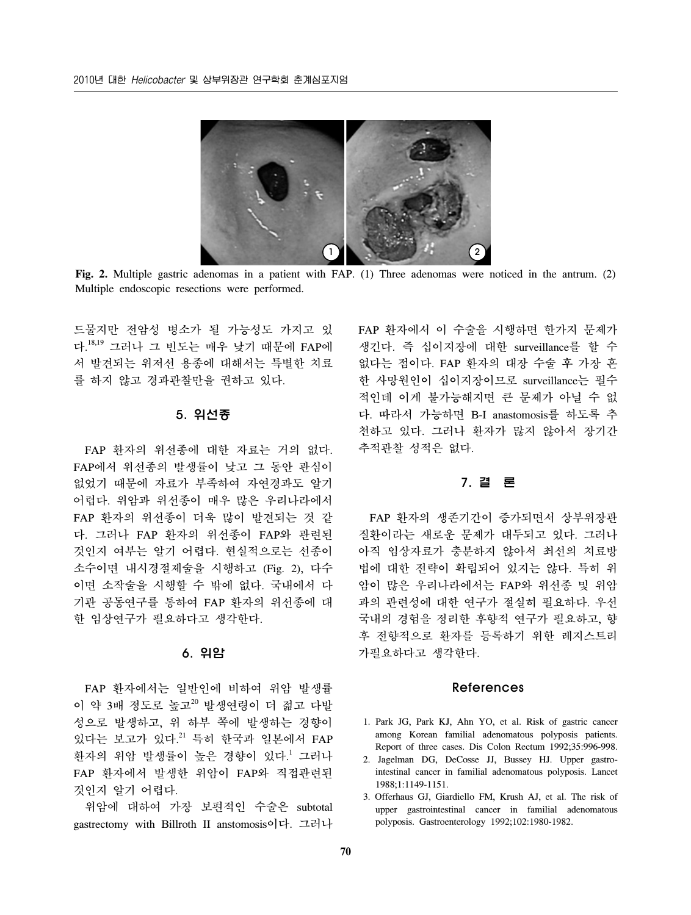**Fig. 2.** Multiple gastric adenomas in a patient with FAP. (1) Three adenomas were noticed in the antrum. (2) Multiple endoscopic resections were performed.

드물지만 전암성 병소가 될 가능성도 가지고 있다.[18,19] 그러나 그 빈도는 매우 낮기 때문에 FAP에서 발견되는 위저선 용종에 대해서는 특별한 치료를 하지 않고 경과관찰만을 권하고 있다.

## 5. 위선종

FAP 환자의 위선종에 대한 자료는 거의 없다. FAP에서 위선종의 발생률이 낮고 그 동안 관심이 없었기 때문에 자료가 부족하여 자연경과도 알기 어렵다. 위암과 위선종이 매우 많은 우리나라에서 FAP 환자의 위선종이 더욱 많이 발견되는 것 같다. 그러나 FAP 환자의 위선종이 FAP와 관련된 것인지 여부는 알기 어렵다. 현실적으로는 선종이 소수이면 내시경절제술을 시행하고 (Fig. 2), 다수이면 소작술을 시행할 수 밖에 없다. 국내에서 다기관 공동연구를 통하여 FAP 환자의 위선종에 대한 임상연구가 필요하다고 생각한다.

## 6. 위암

FAP 환자에서는 일반인에 비하여 위암 발생률이 약 3배 정도로 높고[20] 발생연령이 더 젊고 다발성으로 발생하고, 위 하부 쪽에 발생하는 경향이 있다는 보고가 있다.[21] 특히 한국과 일본에서 FAP 환자의 위암 발생률이 높은 경향이 있다.[1] 그러나 FAP 환자에서 발생한 위암이 FAP와 직접관련된 것인지 알기 어렵다.

위암에 대하여 가장 보편적인 수술은 subtotal gastrectomy with Billroth II anstomosis이다. 그러나 FAP 환자에서 이 수술을 시행하면 한가지 문제가 생긴다. 즉 십이지장에 대한 surveillance를 할 수 없다는 점이다. FAP 환자의 대장 수술 후 가장 흔한 사망원인이 십이지장이므로 surveillance는 필수적인데 이게 불가능해지면 큰 문제가 아닐 수 없다. 따라서 가능하면 B-I anastomosis를 하도록 추천하고 있다. 그러나 환자가 많지 않아서 장기간 추적관찰 성적은 없다.

## 7. 결　론

FAP 환자의 생존기간이 증가되면서 상부위장관 질환이라는 새로운 문제가 대두되고 있다. 그러나 아직 임상자료가 충분하지 않아서 최선의 치료방법에 대한 전략이 확립되어 있지는 않다. 특히 위암이 많은 우리나라에서는 FAP와 위선종 및 위암과의 관련성에 대한 연구가 절실히 필요하다. 우선 국내의 경험을 정리한 후향적 연구가 필요하고, 향후 전향적으로 환자를 등록하기 위한 레지스트리 가필요하다고 생각한다.

## References

1. Park JG, Park KJ, Ahn YO, et al. Risk of gastric cancer among Korean familial adenomatous polyposis patients. Report of three cases. Dis Colon Rectum 1992;35:996-998.
2. Jagelman DG, DeCosse JJ, Bussey HJ. Upper gastrointestinal cancer in familial adenomatous polyposis. Lancet 1988;1:1149-1151.
3. Offerhaus GJ, Giardiello FM, Krush AJ, et al. The risk of upper gastrointestinal cancer in familial adenomatous polyposis. Gastroenterology 1992;102:1980-1982.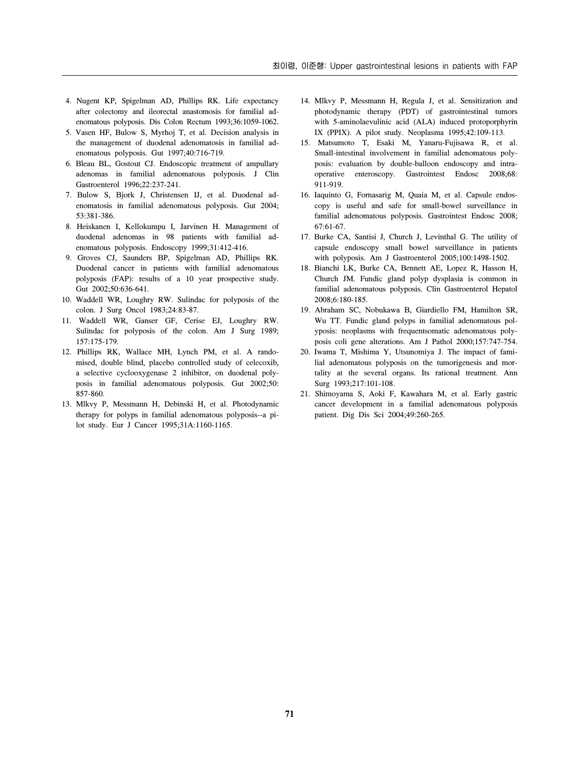4. Nugent KP, Spigelman AD, Phillips RK. Life expectancy after colectomy and ileorectal anastomosis for familial adenomatous polyposis. Dis Colon Rectum 1993;36:1059-1062.
5. Vasen HF, Bulow S, Myrhoj T, et al. Decision analysis in the management of duodenal adenomatosis in familial adenomatous polyposis. Gut 1997;40:716-719.
6. Bleau BL, Gostout CJ. Endoscopic treatment of ampullary adenomas in familial adenomatous polyposis. J Clin Gastroenterol 1996;22:237-241.
7. Bulow S, Bjork J, Christensen IJ, et al. Duodenal adenomatosis in familial adenomatous polyposis. Gut 2004; 53:381-386.
8. Heiskanen I, Kellokumpu I, Jarvinen H. Management of duodenal adenomas in 98 patients with familial adenomatous polyposis. Endoscopy 1999;31:412-416.
9. Groves CJ, Saunders BP, Spigelman AD, Phillips RK. Duodenal cancer in patients with familial adenomatous polyposis (FAP): results of a 10 year prospective study. Gut 2002;50:636-641.
10. Waddell WR, Loughry RW. Sulindac for polyposis of the colon. J Surg Oncol 1983;24:83-87.
11. Waddell WR, Ganser GF, Cerise EJ, Loughry RW. Sulindac for polyposis of the colon. Am J Surg 1989; 157:175-179.
12. Phillips RK, Wallace MH, Lynch PM, et al. A randomised, double blind, placebo controlled study of celecoxib, a selective cyclooxygenase 2 inhibitor, on duodenal polyposis in familial adenomatous polyposis. Gut 2002;50: 857-860.
13. Mlkvy P, Messmann H, Debinski H, et al. Photodynamic therapy for polyps in familial adenomatous polyposis--a pilot study. Eur J Cancer 1995;31A:1160-1165.
14. Mlkvy P, Messmann H, Regula J, et al. Sensitization and photodynamic therapy (PDT) of gastrointestinal tumors with 5-aminolaevulinic acid (ALA) induced protoporphyrin IX (PPIX). A pilot study. Neoplasma 1995;42:109-113.
15. Matsumoto T, Esaki M, Yanaru-Fujisawa R, et al. Small-intestinal involvement in familial adenomatous polyposis: evaluation by double-balloon endoscopy and intraoperative enteroscopy. Gastrointest Endosc 2008;68: 911-919.
16. Iaquinto G, Fornasarig M, Quaia M, et al. Capsule endoscopy is useful and safe for small-bowel surveillance in familial adenomatous polyposis. Gastrointest Endosc 2008; 67:61-67.
17. Burke CA, Santisi J, Church J, Levinthal G. The utility of capsule endoscopy small bowel surveillance in patients with polyposis. Am J Gastroenterol 2005;100:1498-1502.
18. Bianchi LK, Burke CA, Bennett AE, Lopez R, Hasson H, Church JM. Fundic gland polyp dysplasia is common in familial adenomatous polyposis. Clin Gastroenterol Hepatol 2008;6:180-185.
19. Abraham SC, Nobukawa B, Giardiello FM, Hamilton SR, Wu TT. Fundic gland polyps in familial adenomatous polyposis: neoplasms with frequentsomatic adenomatous polyposis coli gene alterations. Am J Pathol 2000;157:747-754.
20. Iwama T, Mishima Y, Utsunomiya J. The impact of familial adenomatous polyposis on the tumorigenesis and mortality at the several organs. Its rational treatment. Ann Surg 1993;217:101-108.
21. Shimoyama S, Aoki F, Kawahara M, et al. Early gastric cancer development in a familial adenomatous polyposis patient. Dig Dis Sci 2004;49:260-265.